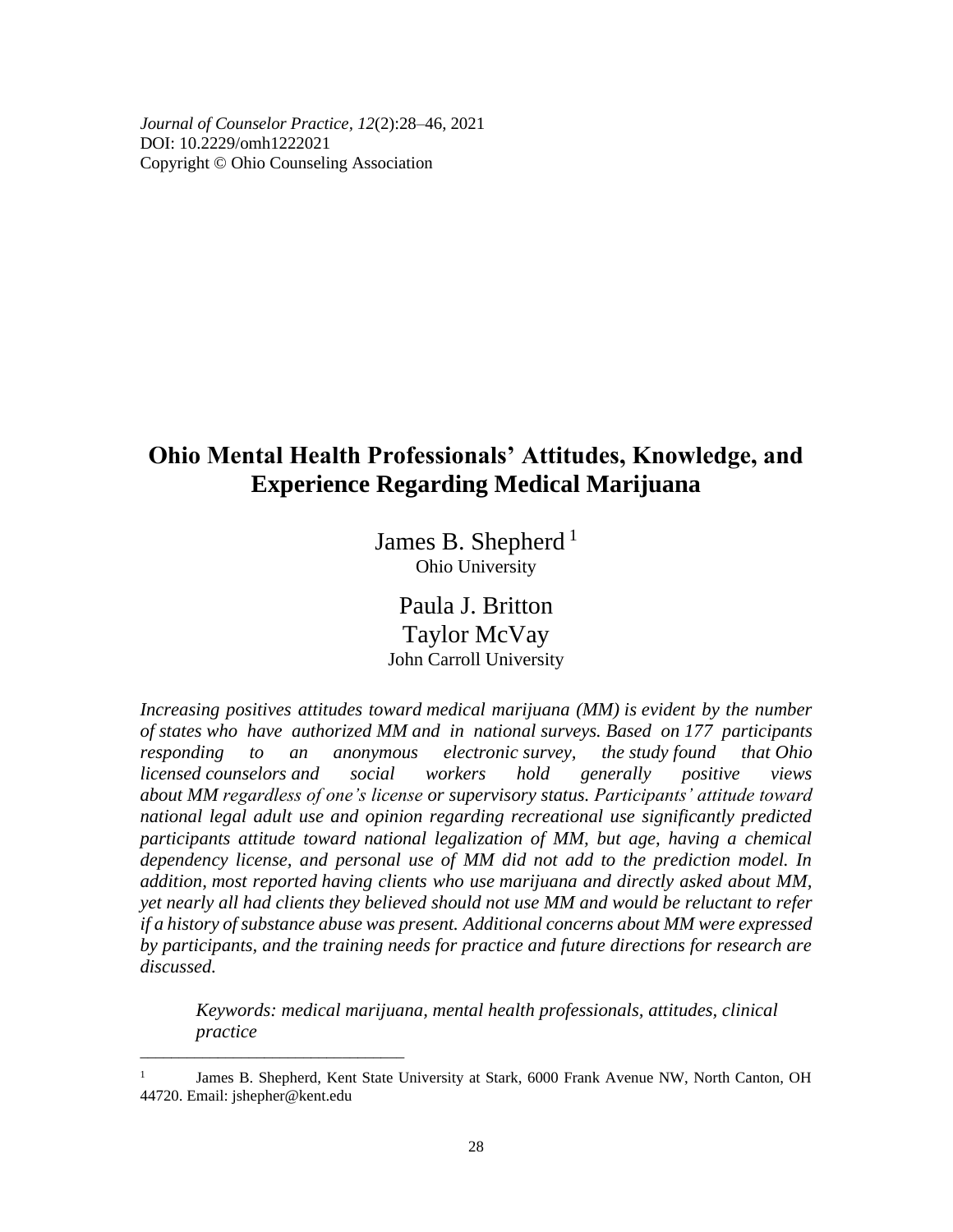*Journal of Counselor Practice, 12*(2):28–46, 2021
DOI: 10.2229/omh1222021
Copyright © Ohio Counseling Association

# Ohio Mental Health Professionals' Attitudes, Knowledge, and Experience Regarding Medical Marijuana

James B. Shepherd [1]
Ohio University

Paula J. Britton
Taylor McVay
John Carroll University

*Increasing positives attitudes toward medical marijuana (MM) is evident by the number of states who have authorized MM and in national surveys. Based on 177 participants responding to an anonymous electronic survey, the study found that Ohio licensed counselors and social workers hold generally positive views about MM regardless of one's license or supervisory status. Participants' attitude toward national legal adult use and opinion regarding recreational use significantly predicted participants attitude toward national legalization of MM, but age, having a chemical dependency license, and personal use of MM did not add to the prediction model. In addition, most reported having clients who use marijuana and directly asked about MM, yet nearly all had clients they believed should not use MM and would be reluctant to refer if a history of substance abuse was present. Additional concerns about MM were expressed by participants, and the training needs for practice and future directions for research are discussed.*

*Keywords: medical marijuana, mental health professionals, attitudes, clinical practice*

---

[1] James B. Shepherd, Kent State University at Stark, 6000 Frank Avenue NW, North Canton, OH 44720. Email: jshepher@kent.edu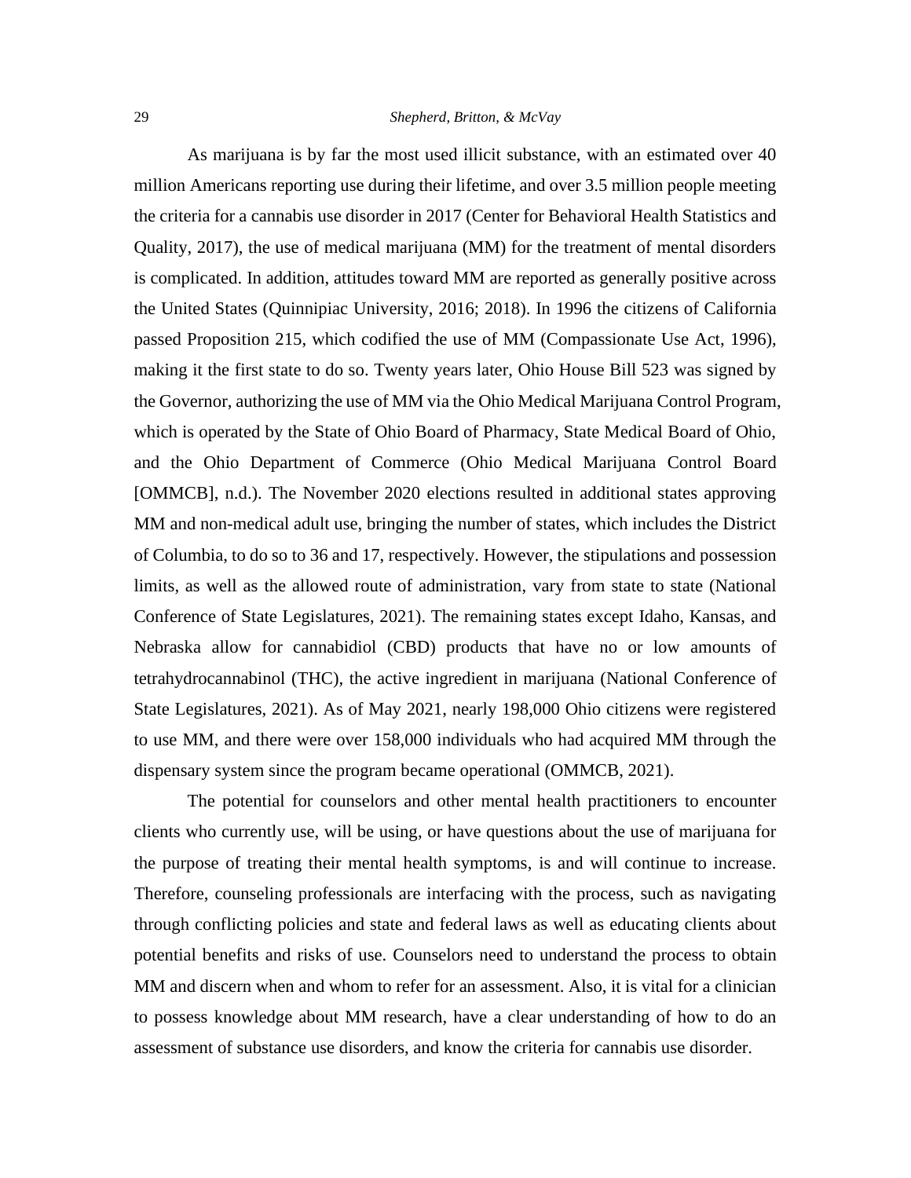As marijuana is by far the most used illicit substance, with an estimated over 40 million Americans reporting use during their lifetime, and over 3.5 million people meeting the criteria for a cannabis use disorder in 2017 (Center for Behavioral Health Statistics and Quality, 2017), the use of medical marijuana (MM) for the treatment of mental disorders is complicated. In addition, attitudes toward MM are reported as generally positive across the United States (Quinnipiac University, 2016; 2018). In 1996 the citizens of California passed Proposition 215, which codified the use of MM (Compassionate Use Act, 1996), making it the first state to do so. Twenty years later, Ohio House Bill 523 was signed by the Governor, authorizing the use of MM via the Ohio Medical Marijuana Control Program, which is operated by the State of Ohio Board of Pharmacy, State Medical Board of Ohio, and the Ohio Department of Commerce (Ohio Medical Marijuana Control Board [OMMCB], n.d.). The November 2020 elections resulted in additional states approving MM and non-medical adult use, bringing the number of states, which includes the District of Columbia, to do so to 36 and 17, respectively. However, the stipulations and possession limits, as well as the allowed route of administration, vary from state to state (National Conference of State Legislatures, 2021). The remaining states except Idaho, Kansas, and Nebraska allow for cannabidiol (CBD) products that have no or low amounts of tetrahydrocannabinol (THC), the active ingredient in marijuana (National Conference of State Legislatures, 2021). As of May 2021, nearly 198,000 Ohio citizens were registered to use MM, and there were over 158,000 individuals who had acquired MM through the dispensary system since the program became operational (OMMCB, 2021).

The potential for counselors and other mental health practitioners to encounter clients who currently use, will be using, or have questions about the use of marijuana for the purpose of treating their mental health symptoms, is and will continue to increase. Therefore, counseling professionals are interfacing with the process, such as navigating through conflicting policies and state and federal laws as well as educating clients about potential benefits and risks of use. Counselors need to understand the process to obtain MM and discern when and whom to refer for an assessment. Also, it is vital for a clinician to possess knowledge about MM research, have a clear understanding of how to do an assessment of substance use disorders, and know the criteria for cannabis use disorder.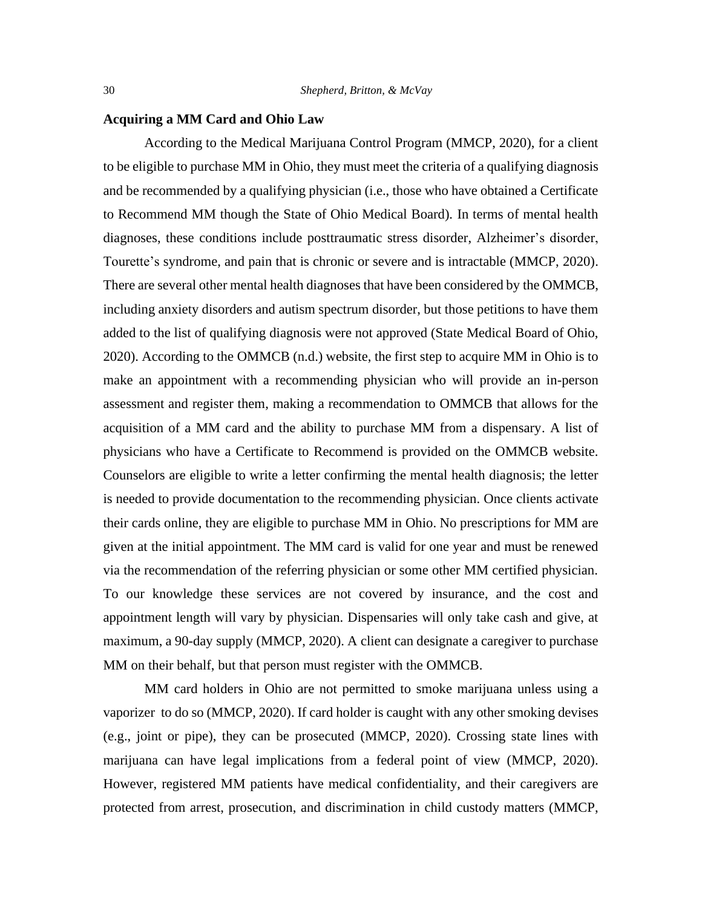**Acquiring a MM Card and Ohio Law**

According to the Medical Marijuana Control Program (MMCP, 2020), for a client to be eligible to purchase MM in Ohio, they must meet the criteria of a qualifying diagnosis and be recommended by a qualifying physician (i.e., those who have obtained a Certificate to Recommend MM though the State of Ohio Medical Board). In terms of mental health diagnoses, these conditions include posttraumatic stress disorder, Alzheimer's disorder, Tourette's syndrome, and pain that is chronic or severe and is intractable (MMCP, 2020). There are several other mental health diagnoses that have been considered by the OMMCB, including anxiety disorders and autism spectrum disorder, but those petitions to have them added to the list of qualifying diagnosis were not approved (State Medical Board of Ohio, 2020). According to the OMMCB (n.d.) website, the first step to acquire MM in Ohio is to make an appointment with a recommending physician who will provide an in-person assessment and register them, making a recommendation to OMMCB that allows for the acquisition of a MM card and the ability to purchase MM from a dispensary. A list of physicians who have a Certificate to Recommend is provided on the OMMCB website. Counselors are eligible to write a letter confirming the mental health diagnosis; the letter is needed to provide documentation to the recommending physician. Once clients activate their cards online, they are eligible to purchase MM in Ohio. No prescriptions for MM are given at the initial appointment. The MM card is valid for one year and must be renewed via the recommendation of the referring physician or some other MM certified physician. To our knowledge these services are not covered by insurance, and the cost and appointment length will vary by physician. Dispensaries will only take cash and give, at maximum, a 90-day supply (MMCP, 2020). A client can designate a caregiver to purchase MM on their behalf, but that person must register with the OMMCB.

MM card holders in Ohio are not permitted to smoke marijuana unless using a vaporizer to do so (MMCP, 2020). If card holder is caught with any other smoking devises (e.g., joint or pipe), they can be prosecuted (MMCP, 2020). Crossing state lines with marijuana can have legal implications from a federal point of view (MMCP, 2020). However, registered MM patients have medical confidentiality, and their caregivers are protected from arrest, prosecution, and discrimination in child custody matters (MMCP,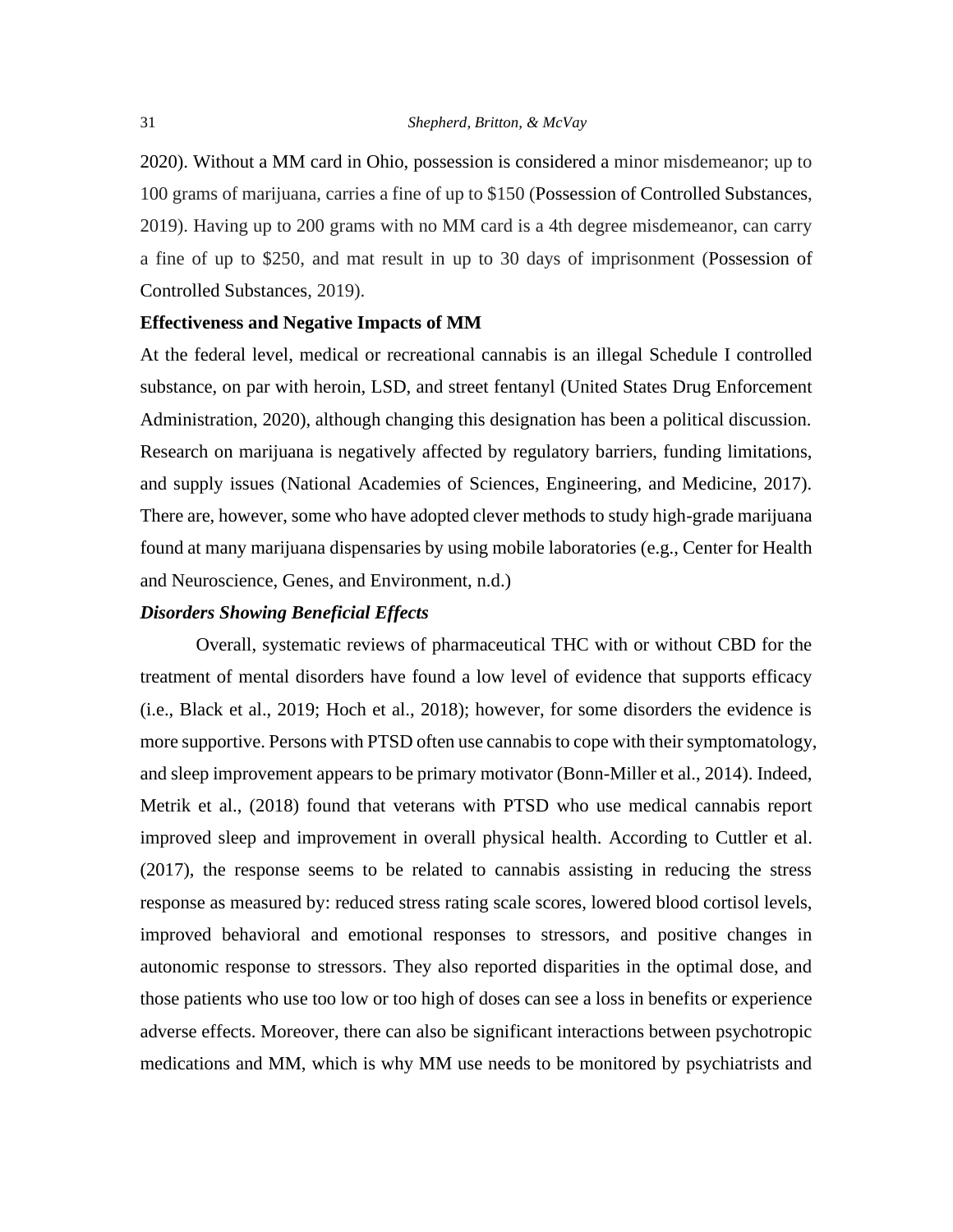2020). Without a MM card in Ohio, possession is considered a minor misdemeanor; up to 100 grams of marijuana, carries a fine of up to $150 (Possession of Controlled Substances, 2019). Having up to 200 grams with no MM card is a 4th degree misdemeanor, can carry a fine of up to $250, and mat result in up to 30 days of imprisonment (Possession of Controlled Substances, 2019).

**Effectiveness and Negative Impacts of MM**

At the federal level, medical or recreational cannabis is an illegal Schedule I controlled substance, on par with heroin, LSD, and street fentanyl (United States Drug Enforcement Administration, 2020), although changing this designation has been a political discussion. Research on marijuana is negatively affected by regulatory barriers, funding limitations, and supply issues (National Academies of Sciences, Engineering, and Medicine, 2017). There are, however, some who have adopted clever methods to study high-grade marijuana found at many marijuana dispensaries by using mobile laboratories (e.g., Center for Health and Neuroscience, Genes, and Environment, n.d.)

***Disorders Showing Beneficial Effects***

Overall, systematic reviews of pharmaceutical THC with or without CBD for the treatment of mental disorders have found a low level of evidence that supports efficacy (i.e., Black et al., 2019; Hoch et al., 2018); however, for some disorders the evidence is more supportive. Persons with PTSD often use cannabis to cope with their symptomatology, and sleep improvement appears to be primary motivator (Bonn-Miller et al., 2014). Indeed, Metrik et al., (2018) found that veterans with PTSD who use medical cannabis report improved sleep and improvement in overall physical health. According to Cuttler et al. (2017), the response seems to be related to cannabis assisting in reducing the stress response as measured by: reduced stress rating scale scores, lowered blood cortisol levels, improved behavioral and emotional responses to stressors, and positive changes in autonomic response to stressors. They also reported disparities in the optimal dose, and those patients who use too low or too high of doses can see a loss in benefits or experience adverse effects. Moreover, there can also be significant interactions between psychotropic medications and MM, which is why MM use needs to be monitored by psychiatrists and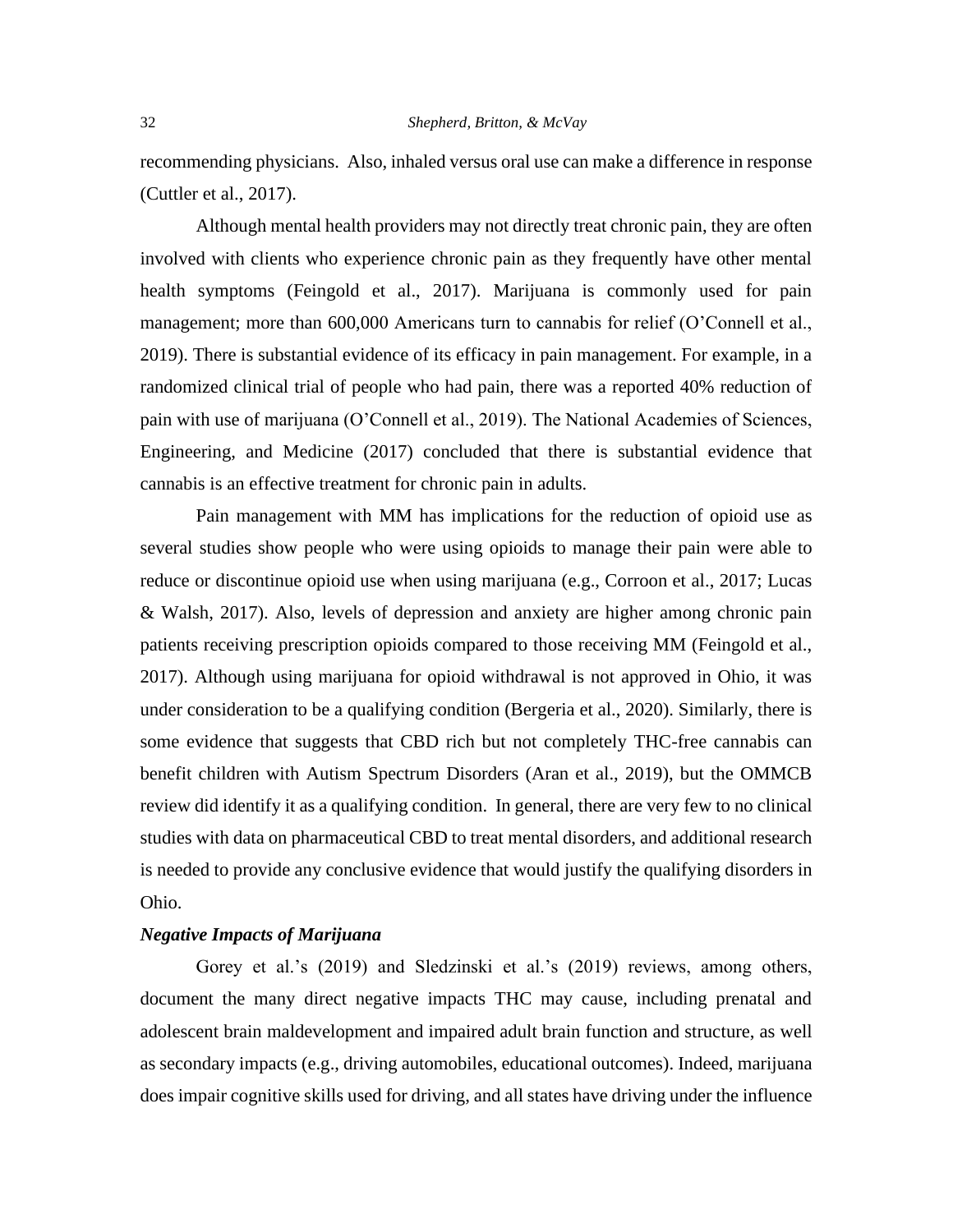recommending physicians. Also, inhaled versus oral use can make a difference in response (Cuttler et al., 2017).

Although mental health providers may not directly treat chronic pain, they are often involved with clients who experience chronic pain as they frequently have other mental health symptoms (Feingold et al., 2017). Marijuana is commonly used for pain management; more than 600,000 Americans turn to cannabis for relief (O'Connell et al., 2019). There is substantial evidence of its efficacy in pain management. For example, in a randomized clinical trial of people who had pain, there was a reported 40% reduction of pain with use of marijuana (O'Connell et al., 2019). The National Academies of Sciences, Engineering, and Medicine (2017) concluded that there is substantial evidence that cannabis is an effective treatment for chronic pain in adults.

Pain management with MM has implications for the reduction of opioid use as several studies show people who were using opioids to manage their pain were able to reduce or discontinue opioid use when using marijuana (e.g., Corroon et al., 2017; Lucas & Walsh, 2017). Also, levels of depression and anxiety are higher among chronic pain patients receiving prescription opioids compared to those receiving MM (Feingold et al., 2017). Although using marijuana for opioid withdrawal is not approved in Ohio, it was under consideration to be a qualifying condition (Bergeria et al., 2020). Similarly, there is some evidence that suggests that CBD rich but not completely THC-free cannabis can benefit children with Autism Spectrum Disorders (Aran et al., 2019), but the OMMCB review did identify it as a qualifying condition. In general, there are very few to no clinical studies with data on pharmaceutical CBD to treat mental disorders, and additional research is needed to provide any conclusive evidence that would justify the qualifying disorders in Ohio.

### *Negative Impacts of Marijuana*

Gorey et al.'s (2019) and Sledzinski et al.'s (2019) reviews, among others, document the many direct negative impacts THC may cause, including prenatal and adolescent brain maldevelopment and impaired adult brain function and structure, as well as secondary impacts (e.g., driving automobiles, educational outcomes). Indeed, marijuana does impair cognitive skills used for driving, and all states have driving under the influence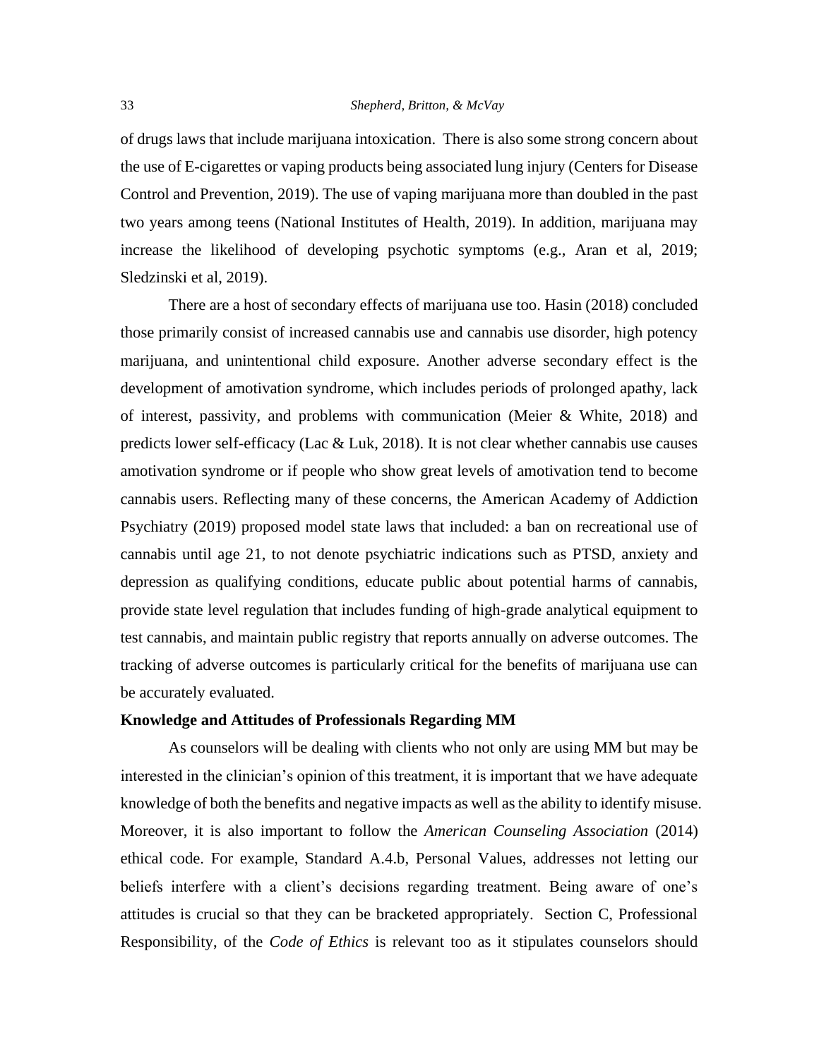of drugs laws that include marijuana intoxication. There is also some strong concern about the use of E-cigarettes or vaping products being associated lung injury (Centers for Disease Control and Prevention, 2019). The use of vaping marijuana more than doubled in the past two years among teens (National Institutes of Health, 2019). In addition, marijuana may increase the likelihood of developing psychotic symptoms (e.g., Aran et al, 2019; Sledzinski et al, 2019).

There are a host of secondary effects of marijuana use too. Hasin (2018) concluded those primarily consist of increased cannabis use and cannabis use disorder, high potency marijuana, and unintentional child exposure. Another adverse secondary effect is the development of amotivation syndrome, which includes periods of prolonged apathy, lack of interest, passivity, and problems with communication (Meier & White, 2018) and predicts lower self-efficacy (Lac & Luk, 2018). It is not clear whether cannabis use causes amotivation syndrome or if people who show great levels of amotivation tend to become cannabis users. Reflecting many of these concerns, the American Academy of Addiction Psychiatry (2019) proposed model state laws that included: a ban on recreational use of cannabis until age 21, to not denote psychiatric indications such as PTSD, anxiety and depression as qualifying conditions, educate public about potential harms of cannabis, provide state level regulation that includes funding of high-grade analytical equipment to test cannabis, and maintain public registry that reports annually on adverse outcomes. The tracking of adverse outcomes is particularly critical for the benefits of marijuana use can be accurately evaluated.

**Knowledge and Attitudes of Professionals Regarding MM**

As counselors will be dealing with clients who not only are using MM but may be interested in the clinician's opinion of this treatment, it is important that we have adequate knowledge of both the benefits and negative impacts as well as the ability to identify misuse. Moreover, it is also important to follow the *American Counseling Association* (2014) ethical code. For example, Standard A.4.b, Personal Values, addresses not letting our beliefs interfere with a client's decisions regarding treatment. Being aware of one's attitudes is crucial so that they can be bracketed appropriately. Section C, Professional Responsibility, of the *Code of Ethics* is relevant too as it stipulates counselors should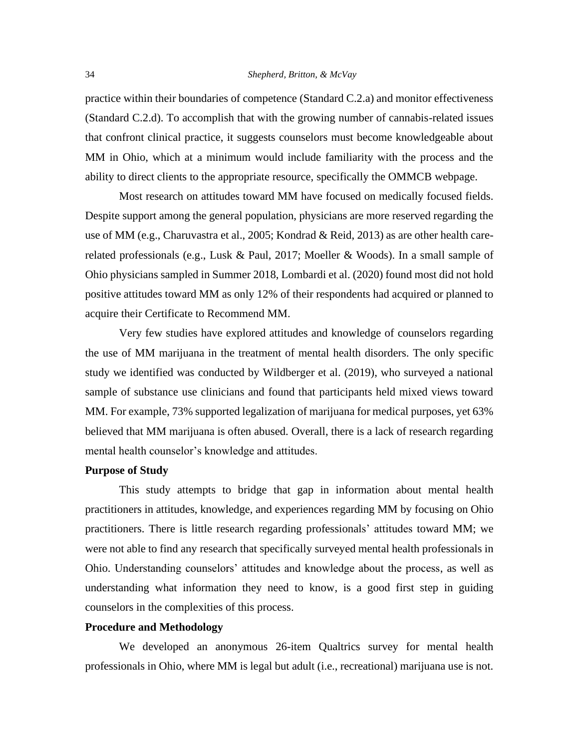practice within their boundaries of competence (Standard C.2.a) and monitor effectiveness (Standard C.2.d). To accomplish that with the growing number of cannabis-related issues that confront clinical practice, it suggests counselors must become knowledgeable about MM in Ohio, which at a minimum would include familiarity with the process and the ability to direct clients to the appropriate resource, specifically the OMMCB webpage.

Most research on attitudes toward MM have focused on medically focused fields. Despite support among the general population, physicians are more reserved regarding the use of MM (e.g., Charuvastra et al., 2005; Kondrad & Reid, 2013) as are other health care-related professionals (e.g., Lusk & Paul, 2017; Moeller & Woods). In a small sample of Ohio physicians sampled in Summer 2018, Lombardi et al. (2020) found most did not hold positive attitudes toward MM as only 12% of their respondents had acquired or planned to acquire their Certificate to Recommend MM.

Very few studies have explored attitudes and knowledge of counselors regarding the use of MM marijuana in the treatment of mental health disorders. The only specific study we identified was conducted by Wildberger et al. (2019), who surveyed a national sample of substance use clinicians and found that participants held mixed views toward MM. For example, 73% supported legalization of marijuana for medical purposes, yet 63% believed that MM marijuana is often abused. Overall, there is a lack of research regarding mental health counselor's knowledge and attitudes.

**Purpose of Study**

This study attempts to bridge that gap in information about mental health practitioners in attitudes, knowledge, and experiences regarding MM by focusing on Ohio practitioners. There is little research regarding professionals' attitudes toward MM; we were not able to find any research that specifically surveyed mental health professionals in Ohio. Understanding counselors' attitudes and knowledge about the process, as well as understanding what information they need to know, is a good first step in guiding counselors in the complexities of this process.

**Procedure and Methodology**

We developed an anonymous 26-item Qualtrics survey for mental health professionals in Ohio, where MM is legal but adult (i.e., recreational) marijuana use is not.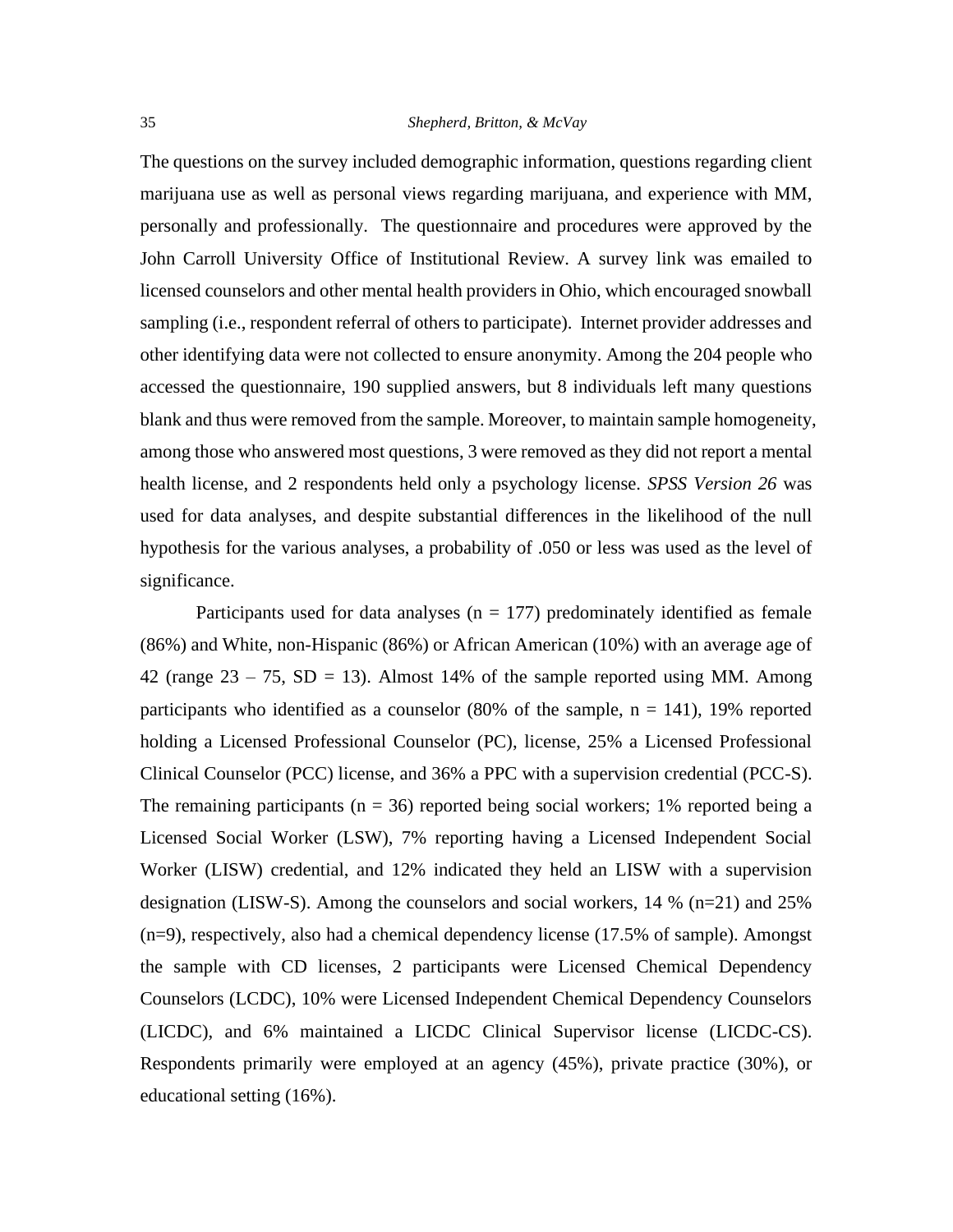The questions on the survey included demographic information, questions regarding client marijuana use as well as personal views regarding marijuana, and experience with MM, personally and professionally. The questionnaire and procedures were approved by the John Carroll University Office of Institutional Review. A survey link was emailed to licensed counselors and other mental health providers in Ohio, which encouraged snowball sampling (i.e., respondent referral of others to participate). Internet provider addresses and other identifying data were not collected to ensure anonymity. Among the 204 people who accessed the questionnaire, 190 supplied answers, but 8 individuals left many questions blank and thus were removed from the sample. Moreover, to maintain sample homogeneity, among those who answered most questions, 3 were removed as they did not report a mental health license, and 2 respondents held only a psychology license. *SPSS Version 26* was used for data analyses, and despite substantial differences in the likelihood of the null hypothesis for the various analyses, a probability of .050 or less was used as the level of significance.

Participants used for data analyses (n = 177) predominately identified as female (86%) and White, non-Hispanic (86%) or African American (10%) with an average age of 42 (range 23 – 75, SD = 13). Almost 14% of the sample reported using MM. Among participants who identified as a counselor (80% of the sample, n = 141), 19% reported holding a Licensed Professional Counselor (PC), license, 25% a Licensed Professional Clinical Counselor (PCC) license, and 36% a PPC with a supervision credential (PCC-S). The remaining participants (n = 36) reported being social workers; 1% reported being a Licensed Social Worker (LSW), 7% reporting having a Licensed Independent Social Worker (LISW) credential, and 12% indicated they held an LISW with a supervision designation (LISW-S). Among the counselors and social workers, 14 % (n=21) and 25% (n=9), respectively, also had a chemical dependency license (17.5% of sample). Amongst the sample with CD licenses, 2 participants were Licensed Chemical Dependency Counselors (LCDC), 10% were Licensed Independent Chemical Dependency Counselors (LICDC), and 6% maintained a LICDC Clinical Supervisor license (LICDC-CS). Respondents primarily were employed at an agency (45%), private practice (30%), or educational setting (16%).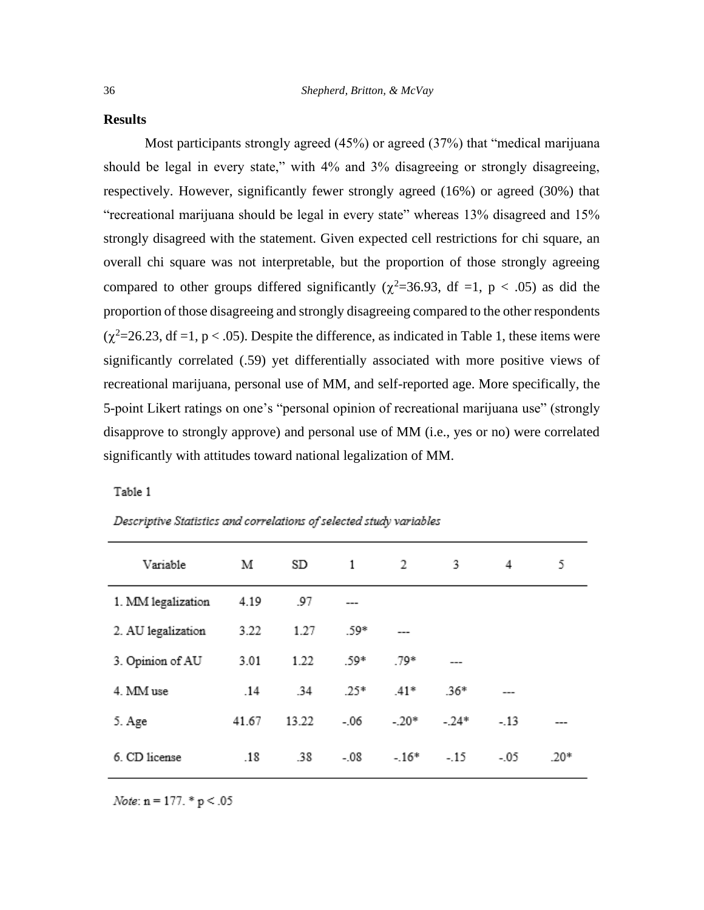**Results**

Most participants strongly agreed (45%) or agreed (37%) that "medical marijuana should be legal in every state," with 4% and 3% disagreeing or strongly disagreeing, respectively. However, significantly fewer strongly agreed (16%) or agreed (30%) that "recreational marijuana should be legal in every state" whereas 13% disagreed and 15% strongly disagreed with the statement. Given expected cell restrictions for chi square, an overall chi square was not interpretable, but the proportion of those strongly agreeing compared to other groups differed significantly ($\chi^2$=36.93, df =1, $p < .05$) as did the proportion of those disagreeing and strongly disagreeing compared to the other respondents ($\chi^2$=26.23, df =1, $p < .05$). Despite the difference, as indicated in Table 1, these items were significantly correlated (.59) yet differentially associated with more positive views of recreational marijuana, personal use of MM, and self-reported age. More specifically, the 5-point Likert ratings on one's "personal opinion of recreational marijuana use" (strongly disapprove to strongly approve) and personal use of MM (i.e., yes or no) were correlated significantly with attitudes toward national legalization of MM.

Table 1

*Descriptive Statistics and correlations of selected study variables*

| Variable | M | SD | 1 | 2 | 3 | 4 | 5 |
|---|---|---|---|---|---|---|---|
| 1. MM legalization | 4.19 | .97 | --- | | | | |
| 2. AU legalization | 3.22 | 1.27 | .59* | --- | | | |
| 3. Opinion of AU | 3.01 | 1.22 | .59* | .79* | --- | | |
| 4. MM use | .14 | .34 | .25* | .41* | .36* | --- | |
| 5. Age | 41.67 | 13.22 | -.06 | -.20* | -.24* | -.13 | --- |
| 6. CD license | .18 | .38 | -.08 | -.16* | -.15 | -.05 | .20* |

*Note*: n = 177. * $p < .05$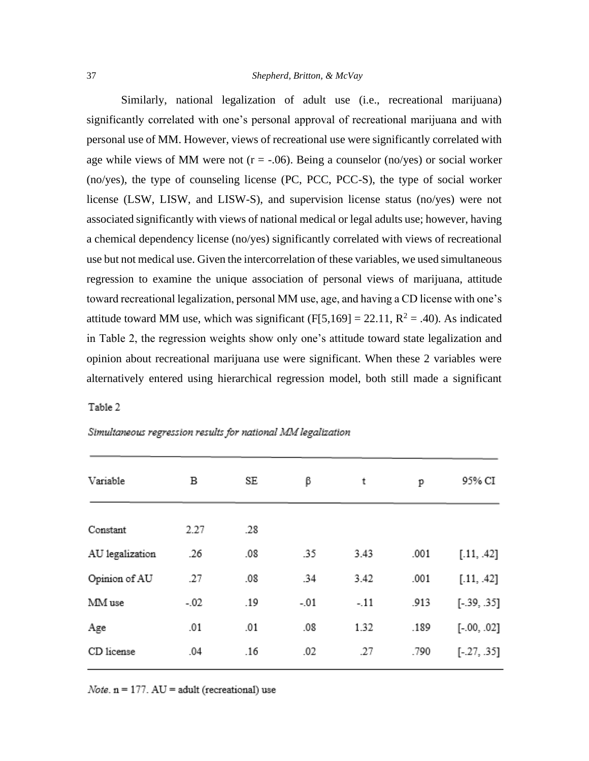Similarly, national legalization of adult use (i.e., recreational marijuana) significantly correlated with one's personal approval of recreational marijuana and with personal use of MM. However, views of recreational use were significantly correlated with age while views of MM were not ($r = -.06$). Being a counselor (no/yes) or social worker (no/yes), the type of counseling license (PC, PCC, PCC-S), the type of social worker license (LSW, LISW, and LISW-S), and supervision license status (no/yes) were not associated significantly with views of national medical or legal adults use; however, having a chemical dependency license (no/yes) significantly correlated with views of recreational use but not medical use. Given the intercorrelation of these variables, we used simultaneous regression to examine the unique association of personal views of marijuana, attitude toward recreational legalization, personal MM use, age, and having a CD license with one's attitude toward MM use, which was significant ($F[5,169] = 22.11$, $R^2 = .40$). As indicated in Table 2, the regression weights show only one's attitude toward state legalization and opinion about recreational marijuana use were significant. When these 2 variables were alternatively entered using hierarchical regression model, both still made a significant

Table 2

*Simultaneous regression results for national MM legalization*

| Variable | B | SE | β | t | p | 95% CI |
|---|---|---|---|---|---|---|
| Constant | 2.27 | .28 | | | | |
| AU legalization | .26 | .08 | .35 | 3.43 | .001 | [.11, .42] |
| Opinion of AU | .27 | .08 | .34 | 3.42 | .001 | [.11, .42] |
| MM use | -.02 | .19 | -.01 | -.11 | .913 | [-.39, .35] |
| Age | .01 | .01 | .08 | 1.32 | .189 | [-.00, .02] |
| CD license | .04 | .16 | .02 | .27 | .790 | [-.27, .35] |

*Note*. n = 177. AU = adult (recreational) use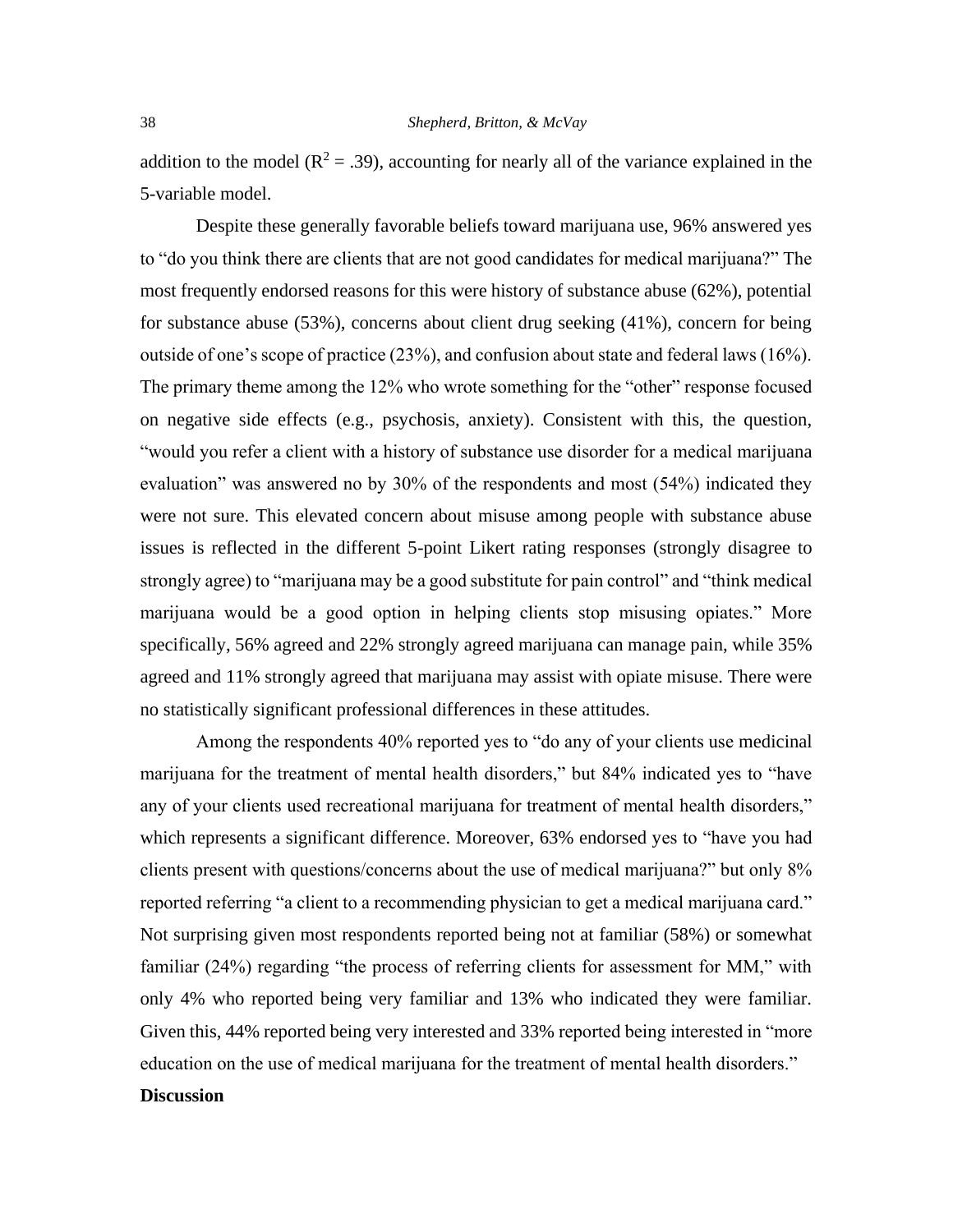addition to the model ($R^2 = .39$), accounting for nearly all of the variance explained in the 5-variable model.

Despite these generally favorable beliefs toward marijuana use, 96% answered yes to "do you think there are clients that are not good candidates for medical marijuana?" The most frequently endorsed reasons for this were history of substance abuse (62%), potential for substance abuse (53%), concerns about client drug seeking (41%), concern for being outside of one's scope of practice (23%), and confusion about state and federal laws (16%). The primary theme among the 12% who wrote something for the "other" response focused on negative side effects (e.g., psychosis, anxiety). Consistent with this, the question, "would you refer a client with a history of substance use disorder for a medical marijuana evaluation" was answered no by 30% of the respondents and most (54%) indicated they were not sure. This elevated concern about misuse among people with substance abuse issues is reflected in the different 5-point Likert rating responses (strongly disagree to strongly agree) to "marijuana may be a good substitute for pain control" and "think medical marijuana would be a good option in helping clients stop misusing opiates." More specifically, 56% agreed and 22% strongly agreed marijuana can manage pain, while 35% agreed and 11% strongly agreed that marijuana may assist with opiate misuse. There were no statistically significant professional differences in these attitudes.

Among the respondents 40% reported yes to "do any of your clients use medicinal marijuana for the treatment of mental health disorders," but 84% indicated yes to "have any of your clients used recreational marijuana for treatment of mental health disorders," which represents a significant difference. Moreover, 63% endorsed yes to "have you had clients present with questions/concerns about the use of medical marijuana?" but only 8% reported referring "a client to a recommending physician to get a medical marijuana card." Not surprising given most respondents reported being not at familiar (58%) or somewhat familiar (24%) regarding "the process of referring clients for assessment for MM," with only 4% who reported being very familiar and 13% who indicated they were familiar. Given this, 44% reported being very interested and 33% reported being interested in "more education on the use of medical marijuana for the treatment of mental health disorders."

## Discussion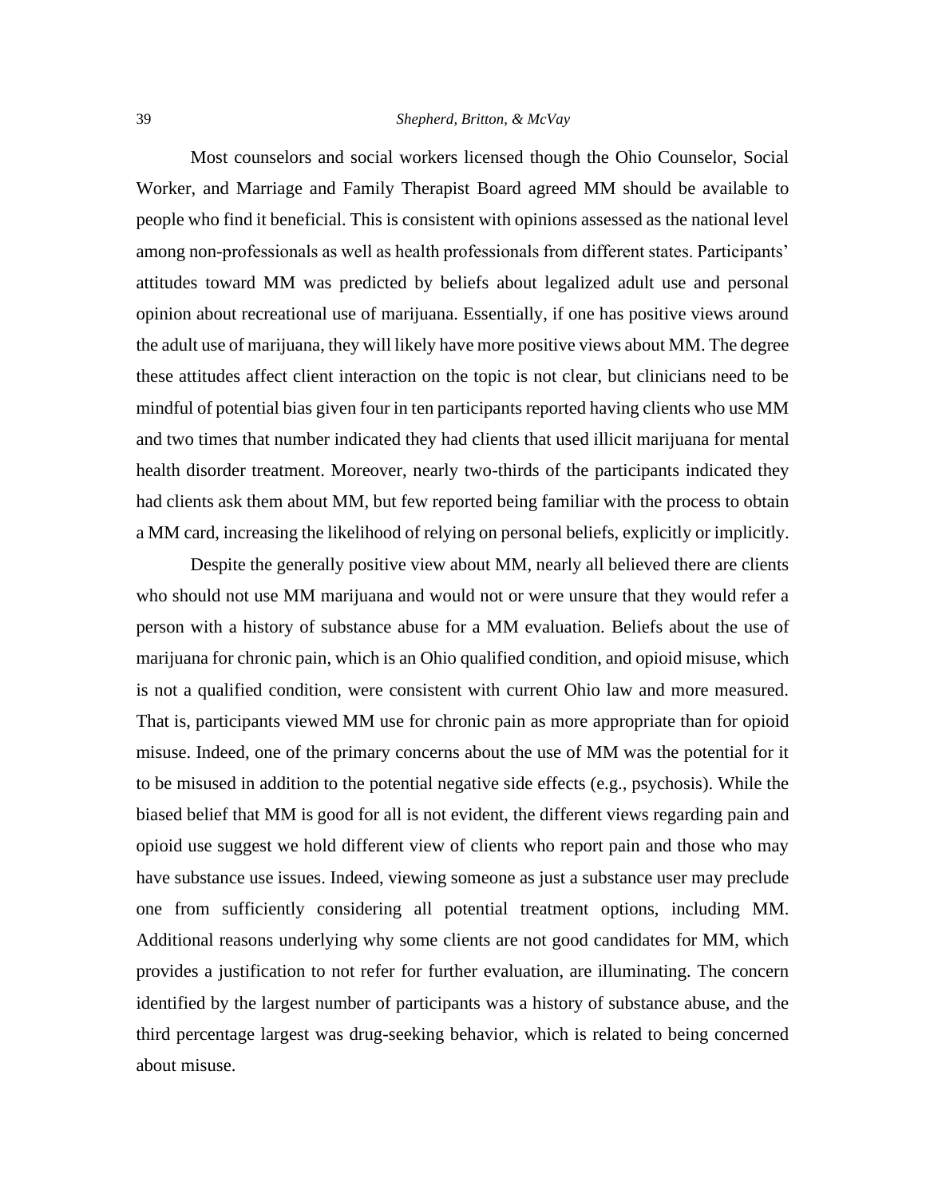Most counselors and social workers licensed though the Ohio Counselor, Social Worker, and Marriage and Family Therapist Board agreed MM should be available to people who find it beneficial. This is consistent with opinions assessed as the national level among non-professionals as well as health professionals from different states. Participants' attitudes toward MM was predicted by beliefs about legalized adult use and personal opinion about recreational use of marijuana. Essentially, if one has positive views around the adult use of marijuana, they will likely have more positive views about MM. The degree these attitudes affect client interaction on the topic is not clear, but clinicians need to be mindful of potential bias given four in ten participants reported having clients who use MM and two times that number indicated they had clients that used illicit marijuana for mental health disorder treatment. Moreover, nearly two-thirds of the participants indicated they had clients ask them about MM, but few reported being familiar with the process to obtain a MM card, increasing the likelihood of relying on personal beliefs, explicitly or implicitly.

Despite the generally positive view about MM, nearly all believed there are clients who should not use MM marijuana and would not or were unsure that they would refer a person with a history of substance abuse for a MM evaluation. Beliefs about the use of marijuana for chronic pain, which is an Ohio qualified condition, and opioid misuse, which is not a qualified condition, were consistent with current Ohio law and more measured. That is, participants viewed MM use for chronic pain as more appropriate than for opioid misuse. Indeed, one of the primary concerns about the use of MM was the potential for it to be misused in addition to the potential negative side effects (e.g., psychosis). While the biased belief that MM is good for all is not evident, the different views regarding pain and opioid use suggest we hold different view of clients who report pain and those who may have substance use issues. Indeed, viewing someone as just a substance user may preclude one from sufficiently considering all potential treatment options, including MM. Additional reasons underlying why some clients are not good candidates for MM, which provides a justification to not refer for further evaluation, are illuminating. The concern identified by the largest number of participants was a history of substance abuse, and the third percentage largest was drug-seeking behavior, which is related to being concerned about misuse.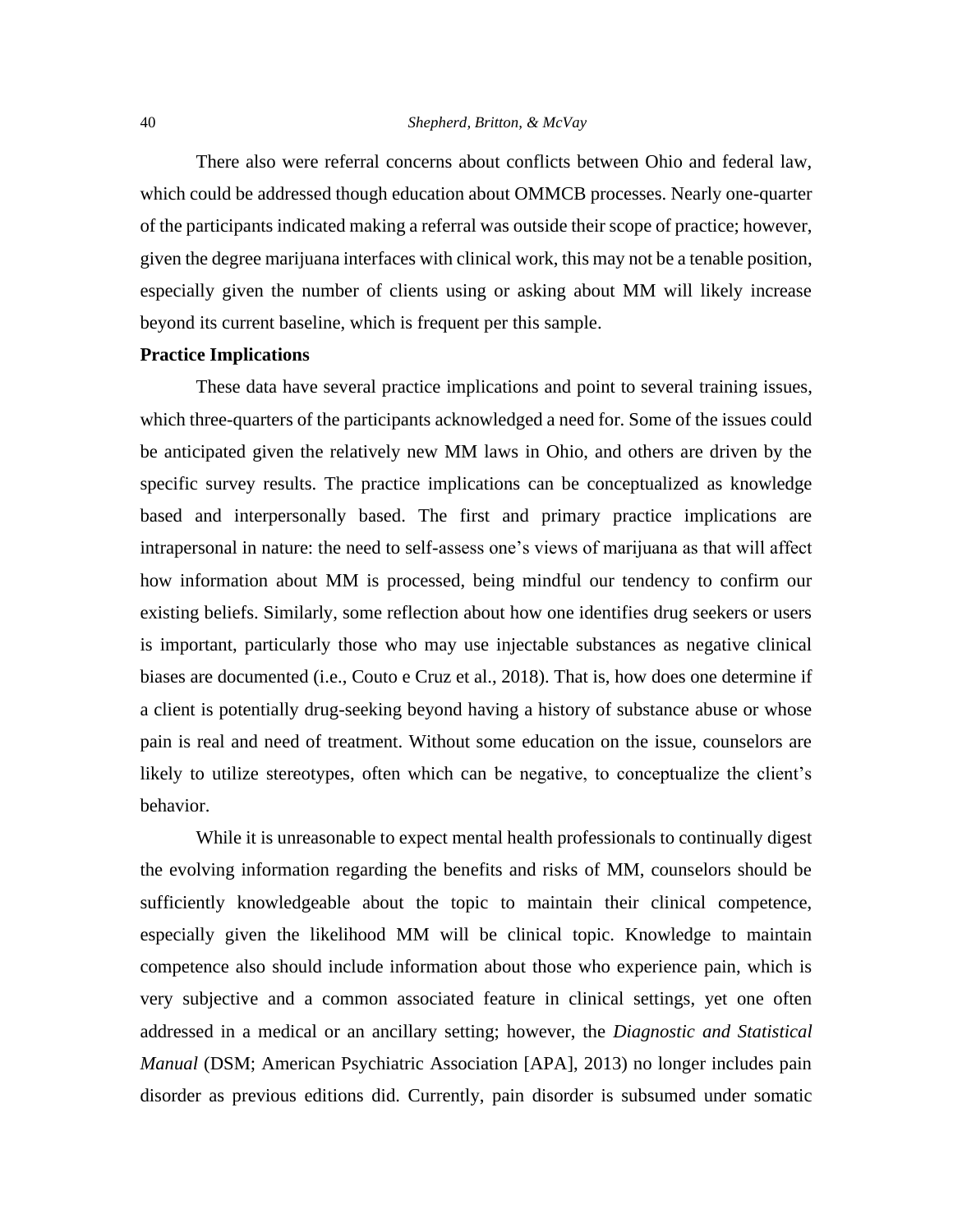There also were referral concerns about conflicts between Ohio and federal law, which could be addressed though education about OMMCB processes. Nearly one-quarter of the participants indicated making a referral was outside their scope of practice; however, given the degree marijuana interfaces with clinical work, this may not be a tenable position, especially given the number of clients using or asking about MM will likely increase beyond its current baseline, which is frequent per this sample.

**Practice Implications**

These data have several practice implications and point to several training issues, which three-quarters of the participants acknowledged a need for. Some of the issues could be anticipated given the relatively new MM laws in Ohio, and others are driven by the specific survey results. The practice implications can be conceptualized as knowledge based and interpersonally based. The first and primary practice implications are intrapersonal in nature: the need to self-assess one's views of marijuana as that will affect how information about MM is processed, being mindful our tendency to confirm our existing beliefs. Similarly, some reflection about how one identifies drug seekers or users is important, particularly those who may use injectable substances as negative clinical biases are documented (i.e., Couto e Cruz et al., 2018). That is, how does one determine if a client is potentially drug-seeking beyond having a history of substance abuse or whose pain is real and need of treatment. Without some education on the issue, counselors are likely to utilize stereotypes, often which can be negative, to conceptualize the client's behavior.

While it is unreasonable to expect mental health professionals to continually digest the evolving information regarding the benefits and risks of MM, counselors should be sufficiently knowledgeable about the topic to maintain their clinical competence, especially given the likelihood MM will be clinical topic. Knowledge to maintain competence also should include information about those who experience pain, which is very subjective and a common associated feature in clinical settings, yet one often addressed in a medical or an ancillary setting; however, the *Diagnostic and Statistical Manual* (DSM; American Psychiatric Association [APA], 2013) no longer includes pain disorder as previous editions did. Currently, pain disorder is subsumed under somatic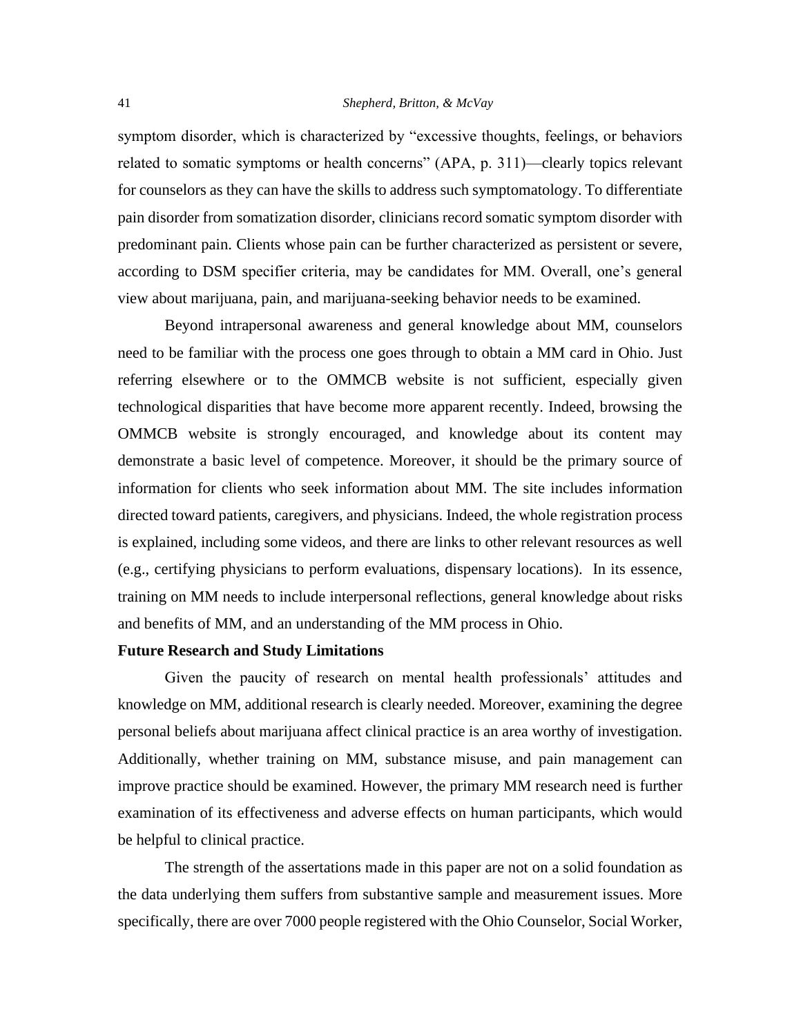symptom disorder, which is characterized by "excessive thoughts, feelings, or behaviors related to somatic symptoms or health concerns" (APA, p. 311)—clearly topics relevant for counselors as they can have the skills to address such symptomatology. To differentiate pain disorder from somatization disorder, clinicians record somatic symptom disorder with predominant pain. Clients whose pain can be further characterized as persistent or severe, according to DSM specifier criteria, may be candidates for MM. Overall, one's general view about marijuana, pain, and marijuana-seeking behavior needs to be examined.

Beyond intrapersonal awareness and general knowledge about MM, counselors need to be familiar with the process one goes through to obtain a MM card in Ohio. Just referring elsewhere or to the OMMCB website is not sufficient, especially given technological disparities that have become more apparent recently. Indeed, browsing the OMMCB website is strongly encouraged, and knowledge about its content may demonstrate a basic level of competence. Moreover, it should be the primary source of information for clients who seek information about MM. The site includes information directed toward patients, caregivers, and physicians. Indeed, the whole registration process is explained, including some videos, and there are links to other relevant resources as well (e.g., certifying physicians to perform evaluations, dispensary locations). In its essence, training on MM needs to include interpersonal reflections, general knowledge about risks and benefits of MM, and an understanding of the MM process in Ohio.

**Future Research and Study Limitations**

Given the paucity of research on mental health professionals' attitudes and knowledge on MM, additional research is clearly needed. Moreover, examining the degree personal beliefs about marijuana affect clinical practice is an area worthy of investigation. Additionally, whether training on MM, substance misuse, and pain management can improve practice should be examined. However, the primary MM research need is further examination of its effectiveness and adverse effects on human participants, which would be helpful to clinical practice.

The strength of the assertations made in this paper are not on a solid foundation as the data underlying them suffers from substantive sample and measurement issues. More specifically, there are over 7000 people registered with the Ohio Counselor, Social Worker,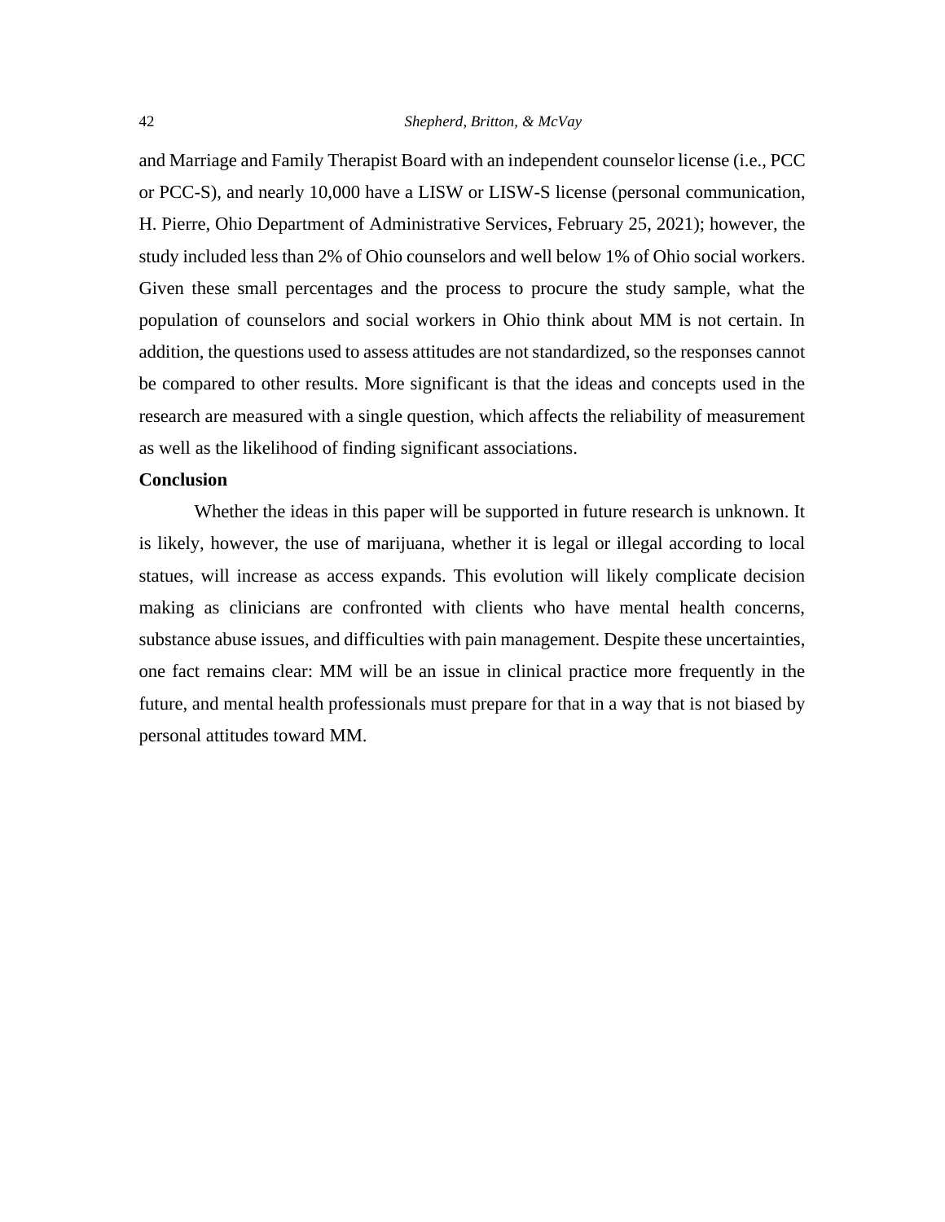and Marriage and Family Therapist Board with an independent counselor license (i.e., PCC or PCC-S), and nearly 10,000 have a LISW or LISW-S license (personal communication, H. Pierre, Ohio Department of Administrative Services, February 25, 2021); however, the study included less than 2% of Ohio counselors and well below 1% of Ohio social workers. Given these small percentages and the process to procure the study sample, what the population of counselors and social workers in Ohio think about MM is not certain. In addition, the questions used to assess attitudes are not standardized, so the responses cannot be compared to other results. More significant is that the ideas and concepts used in the research are measured with a single question, which affects the reliability of measurement as well as the likelihood of finding significant associations.

## Conclusion

Whether the ideas in this paper will be supported in future research is unknown. It is likely, however, the use of marijuana, whether it is legal or illegal according to local statues, will increase as access expands. This evolution will likely complicate decision making as clinicians are confronted with clients who have mental health concerns, substance abuse issues, and difficulties with pain management. Despite these uncertainties, one fact remains clear: MM will be an issue in clinical practice more frequently in the future, and mental health professionals must prepare for that in a way that is not biased by personal attitudes toward MM.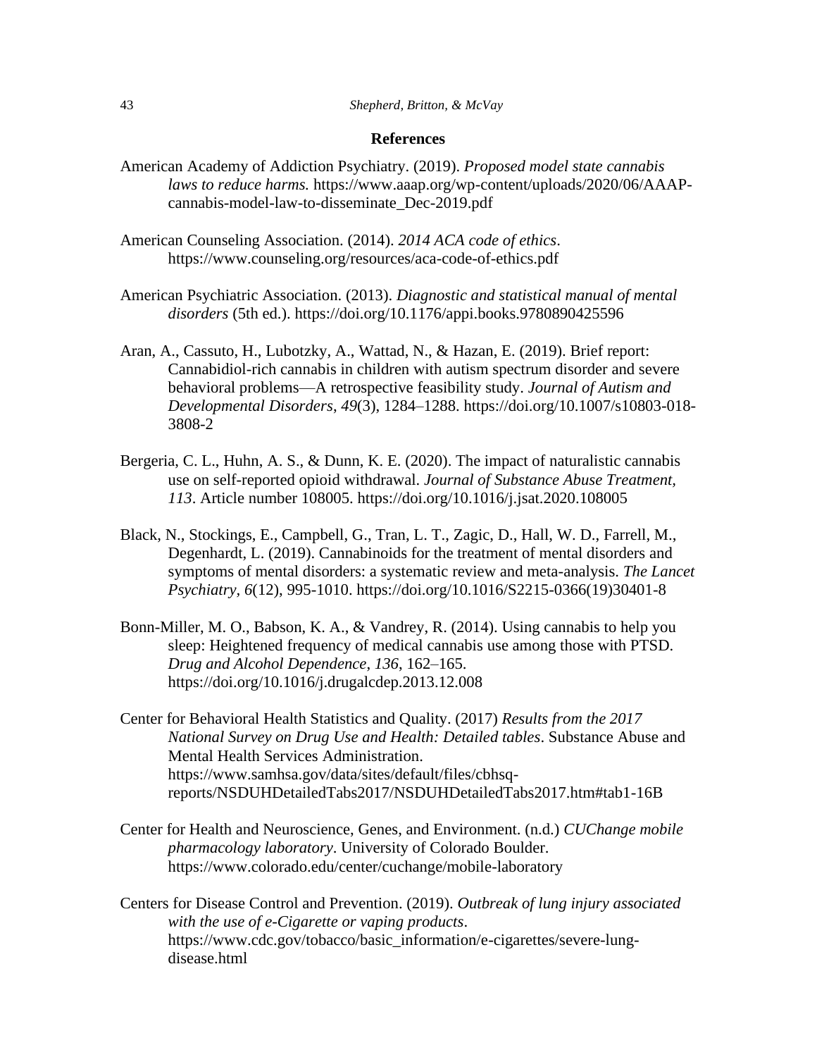## References

American Academy of Addiction Psychiatry. (2019). *Proposed model state cannabis laws to reduce harms.* https://www.aaap.org/wp-content/uploads/2020/06/AAAP-cannabis-model-law-to-disseminate_Dec-2019.pdf

American Counseling Association. (2014). *2014 ACA code of ethics*. https://www.counseling.org/resources/aca-code-of-ethics.pdf

American Psychiatric Association. (2013). *Diagnostic and statistical manual of mental disorders* (5th ed.). https://doi.org/10.1176/appi.books.9780890425596

Aran, A., Cassuto, H., Lubotzky, A., Wattad, N., & Hazan, E. (2019). Brief report: Cannabidiol-rich cannabis in children with autism spectrum disorder and severe behavioral problems—A retrospective feasibility study. *Journal of Autism and Developmental Disorders*, *49*(3), 1284–1288. https://doi.org/10.1007/s10803-018-3808-2

Bergeria, C. L., Huhn, A. S., & Dunn, K. E. (2020). The impact of naturalistic cannabis use on self-reported opioid withdrawal. *Journal of Substance Abuse Treatment, 113*. Article number 108005. https://doi.org/10.1016/j.jsat.2020.108005

Black, N., Stockings, E., Campbell, G., Tran, L. T., Zagic, D., Hall, W. D., Farrell, M., Degenhardt, L. (2019). Cannabinoids for the treatment of mental disorders and symptoms of mental disorders: a systematic review and meta-analysis. *The Lancet Psychiatry*, *6*(12), 995-1010. https://doi.org/10.1016/S2215-0366(19)30401-8

Bonn-Miller, M. O., Babson, K. A., & Vandrey, R. (2014). Using cannabis to help you sleep: Heightened frequency of medical cannabis use among those with PTSD. *Drug and Alcohol Dependence*, *136*, 162–165. https://doi.org/10.1016/j.drugalcdep.2013.12.008

Center for Behavioral Health Statistics and Quality. (2017) *Results from the 2017 National Survey on Drug Use and Health: Detailed tables*. Substance Abuse and Mental Health Services Administration. https://www.samhsa.gov/data/sites/default/files/cbhsq-reports/NSDUHDetailedTabs2017/NSDUHDetailedTabs2017.htm#tab1-16B

Center for Health and Neuroscience, Genes, and Environment. (n.d.) *CUChange mobile pharmacology laboratory*. University of Colorado Boulder. https://www.colorado.edu/center/cuchange/mobile-laboratory

Centers for Disease Control and Prevention. (2019). *Outbreak of lung injury associated with the use of e-Cigarette or vaping products*. https://www.cdc.gov/tobacco/basic_information/e-cigarettes/severe-lung-disease.html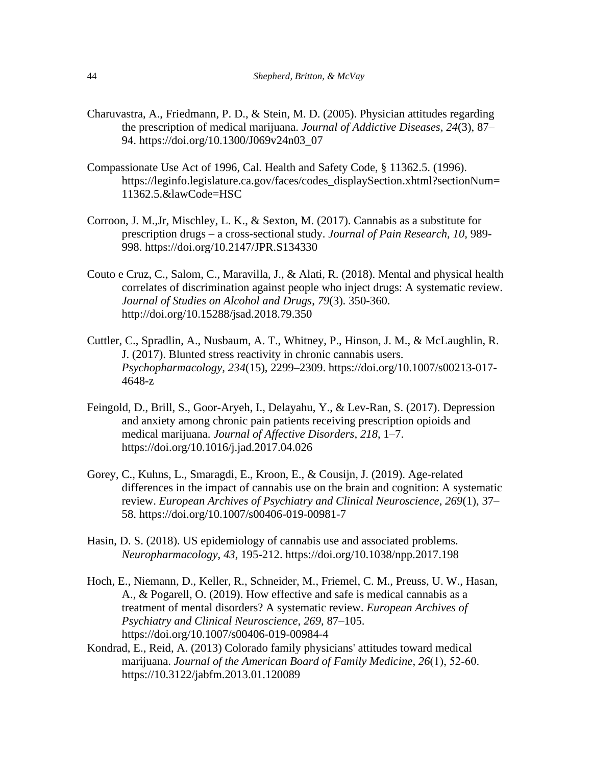Charuvastra, A., Friedmann, P. D., & Stein, M. D. (2005). Physician attitudes regarding the prescription of medical marijuana. *Journal of Addictive Diseases*, *24*(3), 87–94. https://doi.org/10.1300/J069v24n03_07

Compassionate Use Act of 1996, Cal. Health and Safety Code, § 11362.5. (1996). https://leginfo.legislature.ca.gov/faces/codes_displaySection.xhtml?sectionNum=11362.5.&lawCode=HSC

Corroon, J. M.,Jr, Mischley, L. K., & Sexton, M. (2017). Cannabis as a substitute for prescription drugs – a cross-sectional study. *Journal of Pain Research, 10*, 989-998. https://doi.org/10.2147/JPR.S134330

Couto e Cruz, C., Salom, C., Maravilla, J., & Alati, R. (2018). Mental and physical health correlates of discrimination against people who inject drugs: A systematic review. *Journal of Studies on Alcohol and Drugs*, *79*(3). 350-360. http://doi.org/10.15288/jsad.2018.79.350

Cuttler, C., Spradlin, A., Nusbaum, A. T., Whitney, P., Hinson, J. M., & McLaughlin, R. J. (2017). Blunted stress reactivity in chronic cannabis users. *Psychopharmacology, 234*(15), 2299–2309. https://doi.org/10.1007/s00213-017-4648-z

Feingold, D., Brill, S., Goor-Aryeh, I., Delayahu, Y., & Lev-Ran, S. (2017). Depression and anxiety among chronic pain patients receiving prescription opioids and medical marijuana. *Journal of Affective Disorders*, *218*, 1–7. https://doi.org/10.1016/j.jad.2017.04.026

Gorey, C., Kuhns, L., Smaragdi, E., Kroon, E., & Cousijn, J. (2019). Age-related differences in the impact of cannabis use on the brain and cognition: A systematic review. *European Archives of Psychiatry and Clinical Neuroscience*, *269*(1), 37–58. https://doi.org/10.1007/s00406-019-00981-7

Hasin, D. S. (2018). US epidemiology of cannabis use and associated problems. *Neuropharmacology*, *43*, 195-212. https://doi.org/10.1038/npp.2017.198

Hoch, E., Niemann, D., Keller, R., Schneider, M., Friemel, C. M., Preuss, U. W., Hasan, A., & Pogarell, O. (2019). How effective and safe is medical cannabis as a treatment of mental disorders? A systematic review. *European Archives of Psychiatry and Clinical Neuroscience*, *269*, 87–105. https://doi.org/10.1007/s00406-019-00984-4

Kondrad, E., Reid, A. (2013) Colorado family physicians' attitudes toward medical marijuana. *Journal of the American Board of Family Medicine*, *26*(1), 52-60. https://10.3122/jabfm.2013.01.120089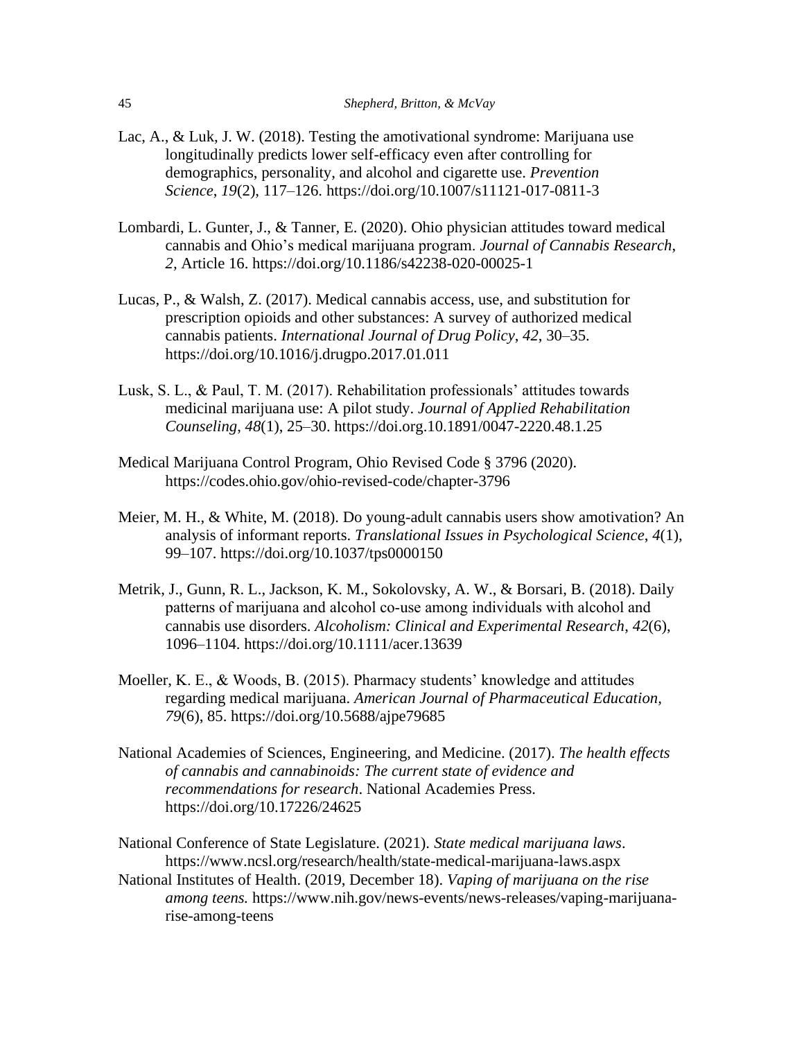Lac, A., & Luk, J. W. (2018). Testing the amotivational syndrome: Marijuana use longitudinally predicts lower self-efficacy even after controlling for demographics, personality, and alcohol and cigarette use. *Prevention Science*, *19*(2), 117–126. https://doi.org/10.1007/s11121-017-0811-3

Lombardi, L. Gunter, J., & Tanner, E. (2020). Ohio physician attitudes toward medical cannabis and Ohio's medical marijuana program. *Journal of Cannabis Research*, *2*, Article 16. https://doi.org/10.1186/s42238-020-00025-1

Lucas, P., & Walsh, Z. (2017). Medical cannabis access, use, and substitution for prescription opioids and other substances: A survey of authorized medical cannabis patients. *International Journal of Drug Policy*, *42*, 30–35. https://doi.org/10.1016/j.drugpo.2017.01.011

Lusk, S. L., & Paul, T. M. (2017). Rehabilitation professionals' attitudes towards medicinal marijuana use: A pilot study. *Journal of Applied Rehabilitation Counseling*, *48*(1), 25–30. https://doi.org.10.1891/0047-2220.48.1.25

Medical Marijuana Control Program, Ohio Revised Code § 3796 (2020). https://codes.ohio.gov/ohio-revised-code/chapter-3796

Meier, M. H., & White, M. (2018). Do young-adult cannabis users show amotivation? An analysis of informant reports. *Translational Issues in Psychological Science*, *4*(1), 99–107. https://doi.org/10.1037/tps0000150

Metrik, J., Gunn, R. L., Jackson, K. M., Sokolovsky, A. W., & Borsari, B. (2018). Daily patterns of marijuana and alcohol co-use among individuals with alcohol and cannabis use disorders. *Alcoholism: Clinical and Experimental Research*, *42*(6), 1096–1104. https://doi.org/10.1111/acer.13639

Moeller, K. E., & Woods, B. (2015). Pharmacy students' knowledge and attitudes regarding medical marijuana. *American Journal of Pharmaceutical Education, 79*(6), 85. https://doi.org/10.5688/ajpe79685

National Academies of Sciences, Engineering, and Medicine. (2017). *The health effects of cannabis and cannabinoids: The current state of evidence and recommendations for research*. National Academies Press. https://doi.org/10.17226/24625

National Conference of State Legislature. (2021). *State medical marijuana laws*. https://www.ncsl.org/research/health/state-medical-marijuana-laws.aspx

National Institutes of Health. (2019, December 18). *Vaping of marijuana on the rise among teens.* https://www.nih.gov/news-events/news-releases/vaping-marijuana-rise-among-teens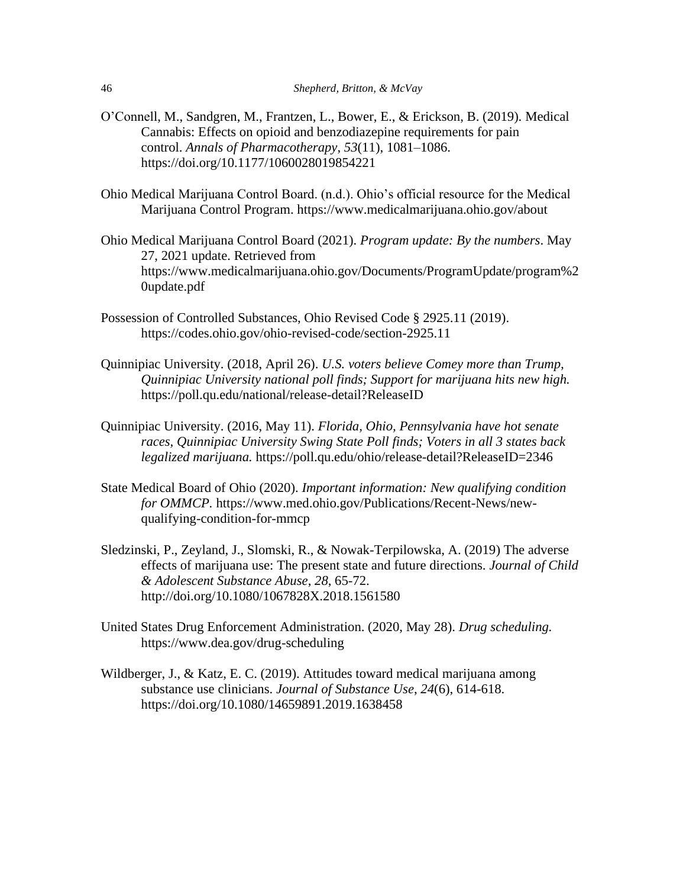O'Connell, M., Sandgren, M., Frantzen, L., Bower, E., & Erickson, B. (2019). Medical Cannabis: Effects on opioid and benzodiazepine requirements for pain control. *Annals of Pharmacotherapy*, *53*(11), 1081–1086. https://doi.org/10.1177/1060028019854221

Ohio Medical Marijuana Control Board. (n.d.). Ohio's official resource for the Medical Marijuana Control Program. https://www.medicalmarijuana.ohio.gov/about

Ohio Medical Marijuana Control Board (2021). *Program update: By the numbers*. May 27, 2021 update. Retrieved from https://www.medicalmarijuana.ohio.gov/Documents/ProgramUpdate/program%20update.pdf

Possession of Controlled Substances, Ohio Revised Code § 2925.11 (2019). https://codes.ohio.gov/ohio-revised-code/section-2925.11

Quinnipiac University. (2018, April 26). *U.S. voters believe Comey more than Trump, Quinnipiac University national poll finds; Support for marijuana hits new high.* https://poll.qu.edu/national/release-detail?ReleaseID

Quinnipiac University. (2016, May 11). *Florida, Ohio, Pennsylvania have hot senate races, Quinnipiac University Swing State Poll finds; Voters in all 3 states back legalized marijuana.* https://poll.qu.edu/ohio/release-detail?ReleaseID=2346

State Medical Board of Ohio (2020). *Important information: New qualifying condition for OMMCP.* https://www.med.ohio.gov/Publications/Recent-News/new-qualifying-condition-for-mmcp

Sledzinski, P., Zeyland, J., Slomski, R., & Nowak-Terpilowska, A. (2019) The adverse effects of marijuana use: The present state and future directions. *Journal of Child & Adolescent Substance Abuse*, *28*, 65-72. http://doi.org/10.1080/1067828X.2018.1561580

United States Drug Enforcement Administration. (2020, May 28). *Drug scheduling.* https://www.dea.gov/drug-scheduling

Wildberger, J., & Katz, E. C. (2019). Attitudes toward medical marijuana among substance use clinicians. *Journal of Substance Use*, *24*(6), 614-618. https://doi.org/10.1080/14659891.2019.1638458